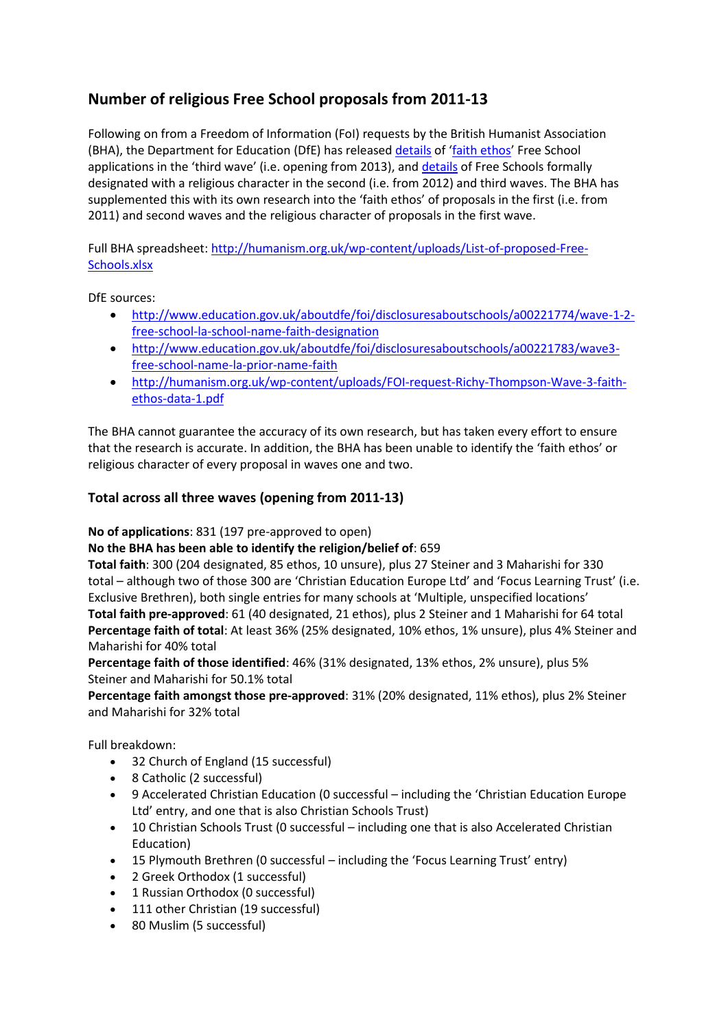## Number of religious Free School proposals from 2011-13

Following on from a Freedom of Information (FoI) requests by the British Humanist Association (BHA), the Department for Education (DfE) has released details of 'faith ethos' Free School applications in the 'third wave' (i.e. opening from 2013), and details of Free Schools formally designated with a religious character in the second (i.e. from 2012) and third waves. The BHA has supplemented this with its own research into the 'faith ethos' of proposals in the first (i.e. from 2011) and second waves and the religious character of proposals in the first wave.

Full BHA spreadsheet: http://humanism.org.uk/wp-content/uploads/List-of-proposed-Free-Schools.xlsx

DfE sources:

- http://www.education.gov.uk/aboutdfe/foi/disclosuresaboutschools/a00221774/wave-1-2-free-school-la-school-name-faith-designation
- http://www.education.gov.uk/aboutdfe/foi/disclosuresaboutschools/a00221783/wave3-free-school-name-la-prior-name-faith
- http://humanism.org.uk/wp-content/uploads/FOI-request-Richy-Thompson-Wave-3-faith-ethos-data-1.pdf

The BHA cannot guarantee the accuracy of its own research, but has taken every effort to ensure that the research is accurate. In addition, the BHA has been unable to identify the 'faith ethos' or religious character of every proposal in waves one and two.

### Total across all three waves (opening from 2011-13)

**No of applications**: 831 (197 pre-approved to open)
**No the BHA has been able to identify the religion/belief of**: 659
**Total faith**: 300 (204 designated, 85 ethos, 10 unsure), plus 27 Steiner and 3 Maharishi for 330 total – although two of those 300 are 'Christian Education Europe Ltd' and 'Focus Learning Trust' (i.e. Exclusive Brethren), both single entries for many schools at 'Multiple, unspecified locations'
**Total faith pre-approved**: 61 (40 designated, 21 ethos), plus 2 Steiner and 1 Maharishi for 64 total
**Percentage faith of total**: At least 36% (25% designated, 10% ethos, 1% unsure), plus 4% Steiner and Maharishi for 40% total
**Percentage faith of those identified**: 46% (31% designated, 13% ethos, 2% unsure), plus 5% Steiner and Maharishi for 50.1% total
**Percentage faith amongst those pre-approved**: 31% (20% designated, 11% ethos), plus 2% Steiner and Maharishi for 32% total

Full breakdown:

- 32 Church of England (15 successful)
- 8 Catholic (2 successful)
- 9 Accelerated Christian Education (0 successful – including the 'Christian Education Europe Ltd' entry, and one that is also Christian Schools Trust)
- 10 Christian Schools Trust (0 successful – including one that is also Accelerated Christian Education)
- 15 Plymouth Brethren (0 successful – including the 'Focus Learning Trust' entry)
- 2 Greek Orthodox (1 successful)
- 1 Russian Orthodox (0 successful)
- 111 other Christian (19 successful)
- 80 Muslim (5 successful)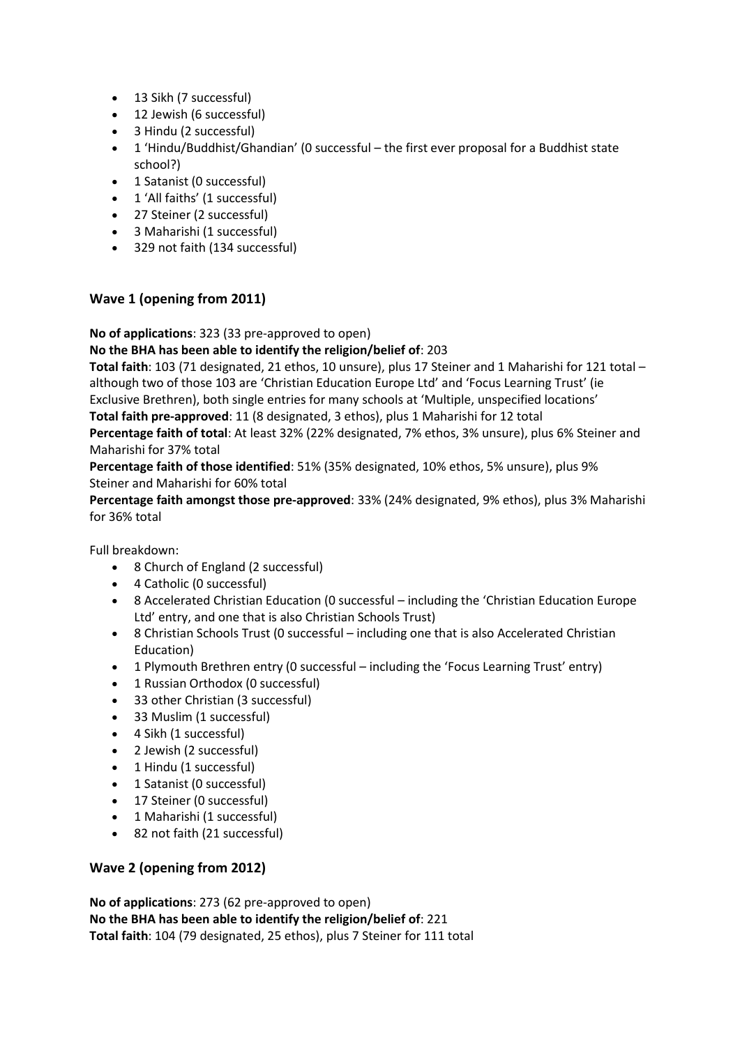- 13 Sikh (7 successful)
- 12 Jewish (6 successful)
- 3 Hindu (2 successful)
- 1 'Hindu/Buddhist/Ghandian' (0 successful – the first ever proposal for a Buddhist state school?)
- 1 Satanist (0 successful)
- 1 'All faiths' (1 successful)
- 27 Steiner (2 successful)
- 3 Maharishi (1 successful)
- 329 not faith (134 successful)

## Wave 1 (opening from 2011)

**No of applications**: 323 (33 pre-approved to open)
**No the BHA has been able to identify the religion/belief of**: 203
**Total faith**: 103 (71 designated, 21 ethos, 10 unsure), plus 17 Steiner and 1 Maharishi for 121 total – although two of those 103 are 'Christian Education Europe Ltd' and 'Focus Learning Trust' (ie Exclusive Brethren), both single entries for many schools at 'Multiple, unspecified locations'
**Total faith pre-approved**: 11 (8 designated, 3 ethos), plus 1 Maharishi for 12 total
**Percentage faith of total**: At least 32% (22% designated, 7% ethos, 3% unsure), plus 6% Steiner and Maharishi for 37% total
**Percentage faith of those identified**: 51% (35% designated, 10% ethos, 5% unsure), plus 9% Steiner and Maharishi for 60% total
**Percentage faith amongst those pre-approved**: 33% (24% designated, 9% ethos), plus 3% Maharishi for 36% total

Full breakdown:

- 8 Church of England (2 successful)
- 4 Catholic (0 successful)
- 8 Accelerated Christian Education (0 successful – including the 'Christian Education Europe Ltd' entry, and one that is also Christian Schools Trust)
- 8 Christian Schools Trust (0 successful – including one that is also Accelerated Christian Education)
- 1 Plymouth Brethren entry (0 successful – including the 'Focus Learning Trust' entry)
- 1 Russian Orthodox (0 successful)
- 33 other Christian (3 successful)
- 33 Muslim (1 successful)
- 4 Sikh (1 successful)
- 2 Jewish (2 successful)
- 1 Hindu (1 successful)
- 1 Satanist (0 successful)
- 17 Steiner (0 successful)
- 1 Maharishi (1 successful)
- 82 not faith (21 successful)

## Wave 2 (opening from 2012)

**No of applications**: 273 (62 pre-approved to open)
**No the BHA has been able to identify the religion/belief of**: 221
**Total faith**: 104 (79 designated, 25 ethos), plus 7 Steiner for 111 total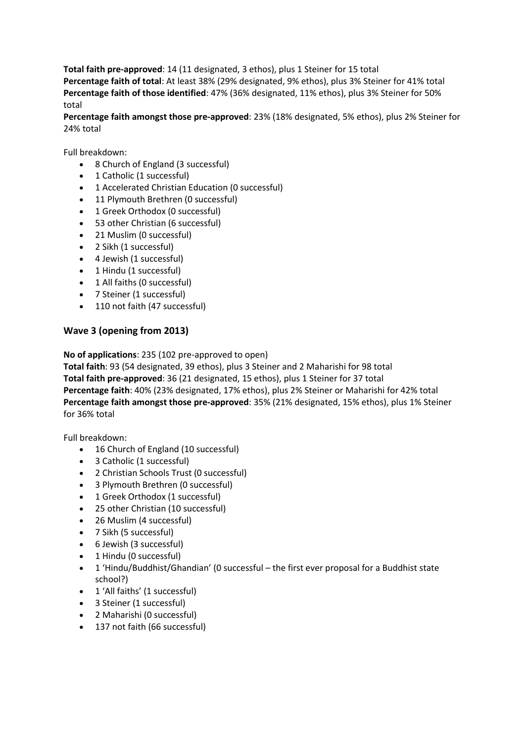**Total faith pre-approved**: 14 (11 designated, 3 ethos), plus 1 Steiner for 15 total
**Percentage faith of total**: At least 38% (29% designated, 9% ethos), plus 3% Steiner for 41% total
**Percentage faith of those identified**: 47% (36% designated, 11% ethos), plus 3% Steiner for 50% total
**Percentage faith amongst those pre-approved**: 23% (18% designated, 5% ethos), plus 2% Steiner for 24% total

Full breakdown:

- 8 Church of England (3 successful)
- 1 Catholic (1 successful)
- 1 Accelerated Christian Education (0 successful)
- 11 Plymouth Brethren (0 successful)
- 1 Greek Orthodox (0 successful)
- 53 other Christian (6 successful)
- 21 Muslim (0 successful)
- 2 Sikh (1 successful)
- 4 Jewish (1 successful)
- 1 Hindu (1 successful)
- 1 All faiths (0 successful)
- 7 Steiner (1 successful)
- 110 not faith (47 successful)

## Wave 3 (opening from 2013)

**No of applications**: 235 (102 pre-approved to open)
**Total faith**: 93 (54 designated, 39 ethos), plus 3 Steiner and 2 Maharishi for 98 total
**Total faith pre-approved**: 36 (21 designated, 15 ethos), plus 1 Steiner for 37 total
**Percentage faith**: 40% (23% designated, 17% ethos), plus 2% Steiner or Maharishi for 42% total
**Percentage faith amongst those pre-approved**: 35% (21% designated, 15% ethos), plus 1% Steiner for 36% total

Full breakdown:

- 16 Church of England (10 successful)
- 3 Catholic (1 successful)
- 2 Christian Schools Trust (0 successful)
- 3 Plymouth Brethren (0 successful)
- 1 Greek Orthodox (1 successful)
- 25 other Christian (10 successful)
- 26 Muslim (4 successful)
- 7 Sikh (5 successful)
- 6 Jewish (3 successful)
- 1 Hindu (0 successful)
- 1 'Hindu/Buddhist/Ghandian' (0 successful – the first ever proposal for a Buddhist state school?)
- 1 'All faiths' (1 successful)
- 3 Steiner (1 successful)
- 2 Maharishi (0 successful)
- 137 not faith (66 successful)